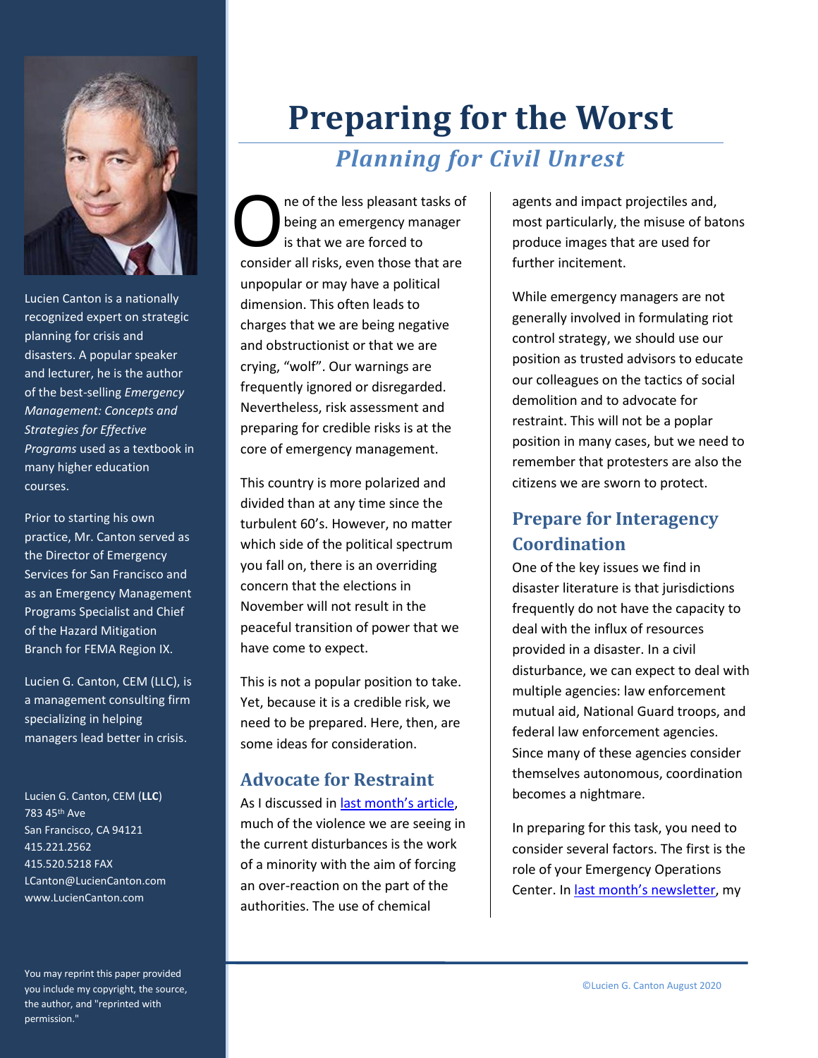# Preparing for the Worst

## *Planning for Civil Unrest*

One of the less pleasant tasks of being an emergency manager is that we are forced to consider all risks, even those that are unpopular or may have a political dimension. This often leads to charges that we are being negative and obstructionist or that we are crying, "wolf". Our warnings are frequently ignored or disregarded. Nevertheless, risk assessment and preparing for credible risks is at the core of emergency management.

This country is more polarized and divided than at any time since the turbulent 60's. However, no matter which side of the political spectrum you fall on, there is an overriding concern that the elections in November will not result in the peaceful transition of power that we have come to expect.

This is not a popular position to take. Yet, because it is a credible risk, we need to be prepared. Here, then, are some ideas for consideration.

### Advocate for Restraint

As I discussed in [last month's article](), much of the violence we are seeing in the current disturbances is the work of a minority with the aim of forcing an over-reaction on the part of the authorities. The use of chemical agents and impact projectiles and, most particularly, the misuse of batons produce images that are used for further incitement.

While emergency managers are not generally involved in formulating riot control strategy, we should use our position as trusted advisors to educate our colleagues on the tactics of social demolition and to advocate for restraint. This will not be a poplar position in many cases, but we need to remember that protesters are also the citizens we are sworn to protect.

### Prepare for Interagency Coordination

One of the key issues we find in disaster literature is that jurisdictions frequently do not have the capacity to deal with the influx of resources provided in a disaster. In a civil disturbance, we can expect to deal with multiple agencies: law enforcement mutual aid, National Guard troops, and federal law enforcement agencies. Since many of these agencies consider themselves autonomous, coordination becomes a nightmare.

In preparing for this task, you need to consider several factors. The first is the role of your Emergency Operations Center. In [last month's newsletter](), my

---

Lucien Canton is a nationally recognized expert on strategic planning for crisis and disasters. A popular speaker and lecturer, he is the author of the best-selling *Emergency Management: Concepts and Strategies for Effective Programs* used as a textbook in many higher education courses.

Prior to starting his own practice, Mr. Canton served as the Director of Emergency Services for San Francisco and as an Emergency Management Programs Specialist and Chief of the Hazard Mitigation Branch for FEMA Region IX.

Lucien G. Canton, CEM (LLC), is a management consulting firm specializing in helping managers lead better in crisis.

Lucien G. Canton, CEM (**LLC**)
783 45th Ave
San Francisco, CA 94121
415.221.2562
415.520.5218 FAX
LCanton@LucienCanton.com
www.LucienCanton.com

You may reprint this paper provided you include my copyright, the source, the author, and "reprinted with permission."

©Lucien G. Canton August 2020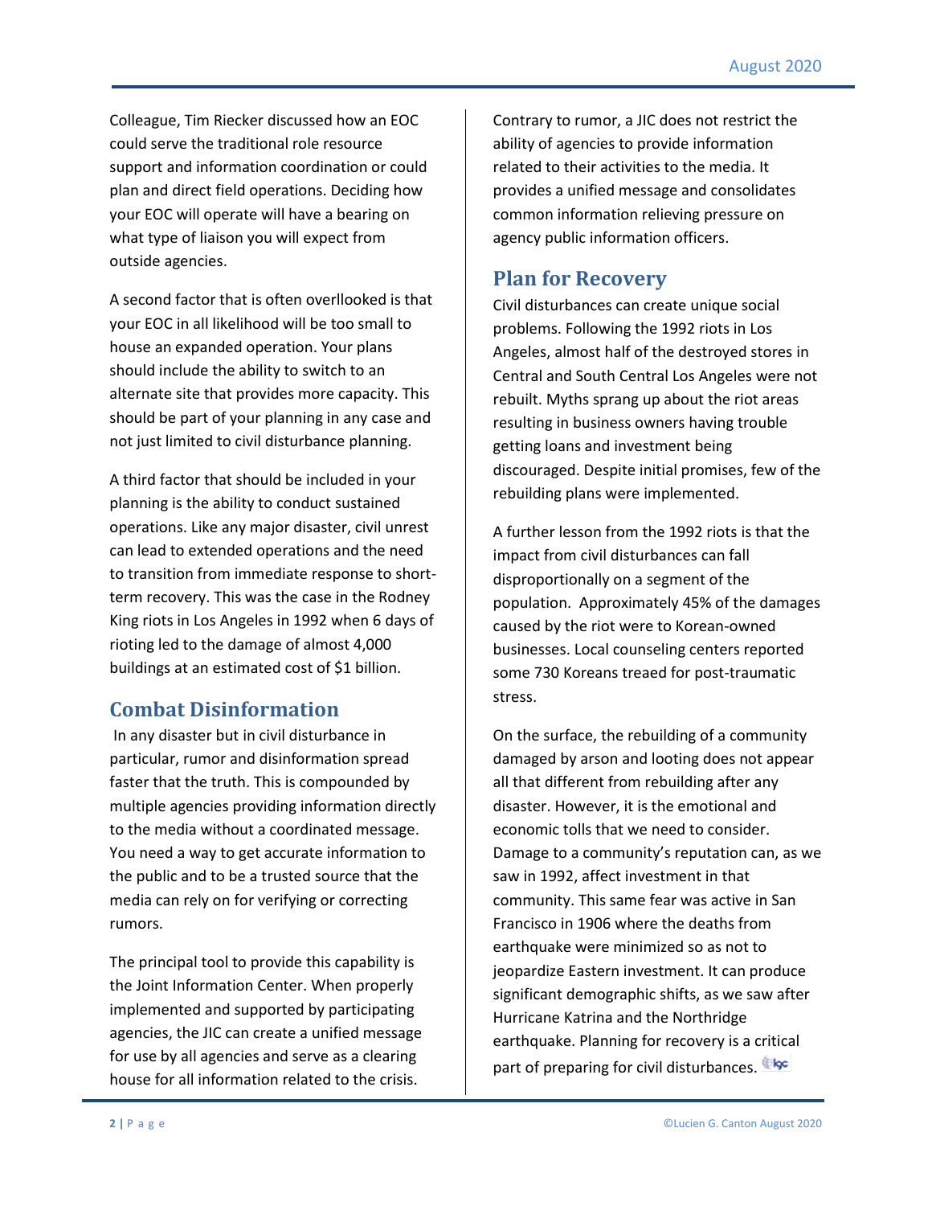Colleague, Tim Riecker discussed how an EOC could serve the traditional role resource support and information coordination or could plan and direct field operations. Deciding how your EOC will operate will have a bearing on what type of liaison you will expect from outside agencies.

A second factor that is often overllooked is that your EOC in all likelihood will be too small to house an expanded operation. Your plans should include the ability to switch to an alternate site that provides more capacity. This should be part of your planning in any case and not just limited to civil disturbance planning.

A third factor that should be included in your planning is the ability to conduct sustained operations. Like any major disaster, civil unrest can lead to extended operations and the need to transition from immediate response to short-term recovery. This was the case in the Rodney King riots in Los Angeles in 1992 when 6 days of rioting led to the damage of almost 4,000 buildings at an estimated cost of $1 billion.

## Combat Disinformation

In any disaster but in civil disturbance in particular, rumor and disinformation spread faster that the truth. This is compounded by multiple agencies providing information directly to the media without a coordinated message. You need a way to get accurate information to the public and to be a trusted source that the media can rely on for verifying or correcting rumors.

The principal tool to provide this capability is the Joint Information Center. When properly implemented and supported by participating agencies, the JIC can create a unified message for use by all agencies and serve as a clearing house for all information related to the crisis.

Contrary to rumor, a JIC does not restrict the ability of agencies to provide information related to their activities to the media. It provides a unified message and consolidates common information relieving pressure on agency public information officers.

## Plan for Recovery

Civil disturbances can create unique social problems. Following the 1992 riots in Los Angeles, almost half of the destroyed stores in Central and South Central Los Angeles were not rebuilt. Myths sprang up about the riot areas resulting in business owners having trouble getting loans and investment being discouraged. Despite initial promises, few of the rebuilding plans were implemented.

A further lesson from the 1992 riots is that the impact from civil disturbances can fall disproportionally on a segment of the population. Approximately 45% of the damages caused by the riot were to Korean-owned businesses. Local counseling centers reported some 730 Koreans treaed for post-traumatic stress.

On the surface, the rebuilding of a community damaged by arson and looting does not appear all that different from rebuilding after any disaster. However, it is the emotional and economic tolls that we need to consider. Damage to a community's reputation can, as we saw in 1992, affect investment in that community. This same fear was active in San Francisco in 1906 where the deaths from earthquake were minimized so as not to jeopardize Eastern investment. It can produce significant demographic shifts, as we saw after Hurricane Katrina and the Northridge earthquake. Planning for recovery is a critical part of preparing for civil disturbances.